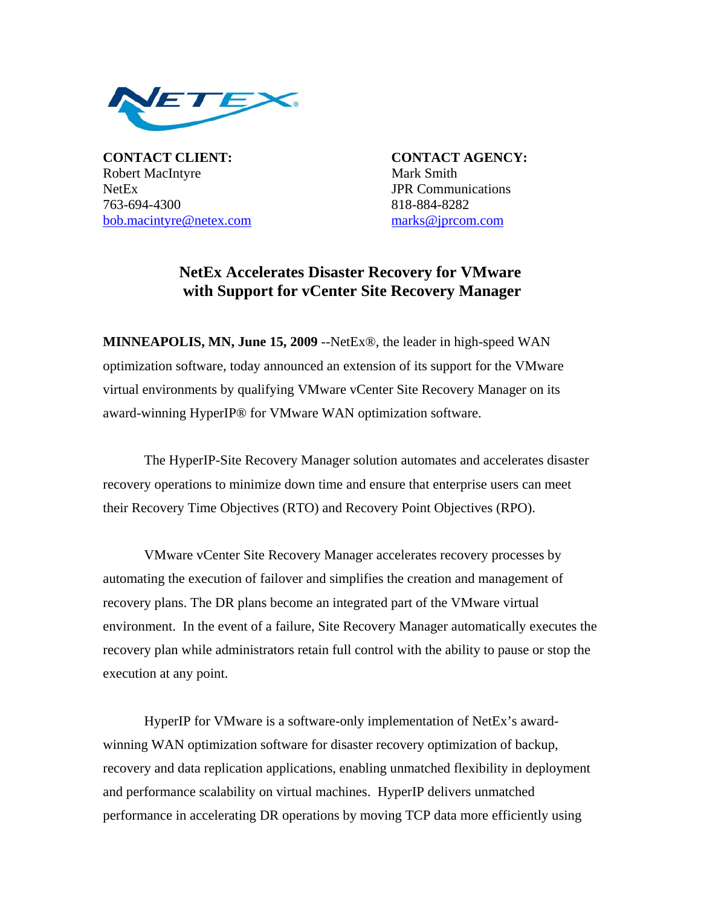**CONTACT CLIENT:**
Robert MacIntyre
NetEx
763-694-4300
bob.macintyre@netex.com

**CONTACT AGENCY:**
Mark Smith
JPR Communications
818-884-8282
marks@jprcom.com

## NetEx Accelerates Disaster Recovery for VMware with Support for vCenter Site Recovery Manager

**MINNEAPOLIS, MN, June 15, 2009** --NetEx®, the leader in high-speed WAN optimization software, today announced an extension of its support for the VMware virtual environments by qualifying VMware vCenter Site Recovery Manager on its award-winning HyperIP® for VMware WAN optimization software.

The HyperIP-Site Recovery Manager solution automates and accelerates disaster recovery operations to minimize down time and ensure that enterprise users can meet their Recovery Time Objectives (RTO) and Recovery Point Objectives (RPO).

VMware vCenter Site Recovery Manager accelerates recovery processes by automating the execution of failover and simplifies the creation and management of recovery plans. The DR plans become an integrated part of the VMware virtual environment. In the event of a failure, Site Recovery Manager automatically executes the recovery plan while administrators retain full control with the ability to pause or stop the execution at any point.

HyperIP for VMware is a software-only implementation of NetEx's award-winning WAN optimization software for disaster recovery optimization of backup, recovery and data replication applications, enabling unmatched flexibility in deployment and performance scalability on virtual machines. HyperIP delivers unmatched performance in accelerating DR operations by moving TCP data more efficiently using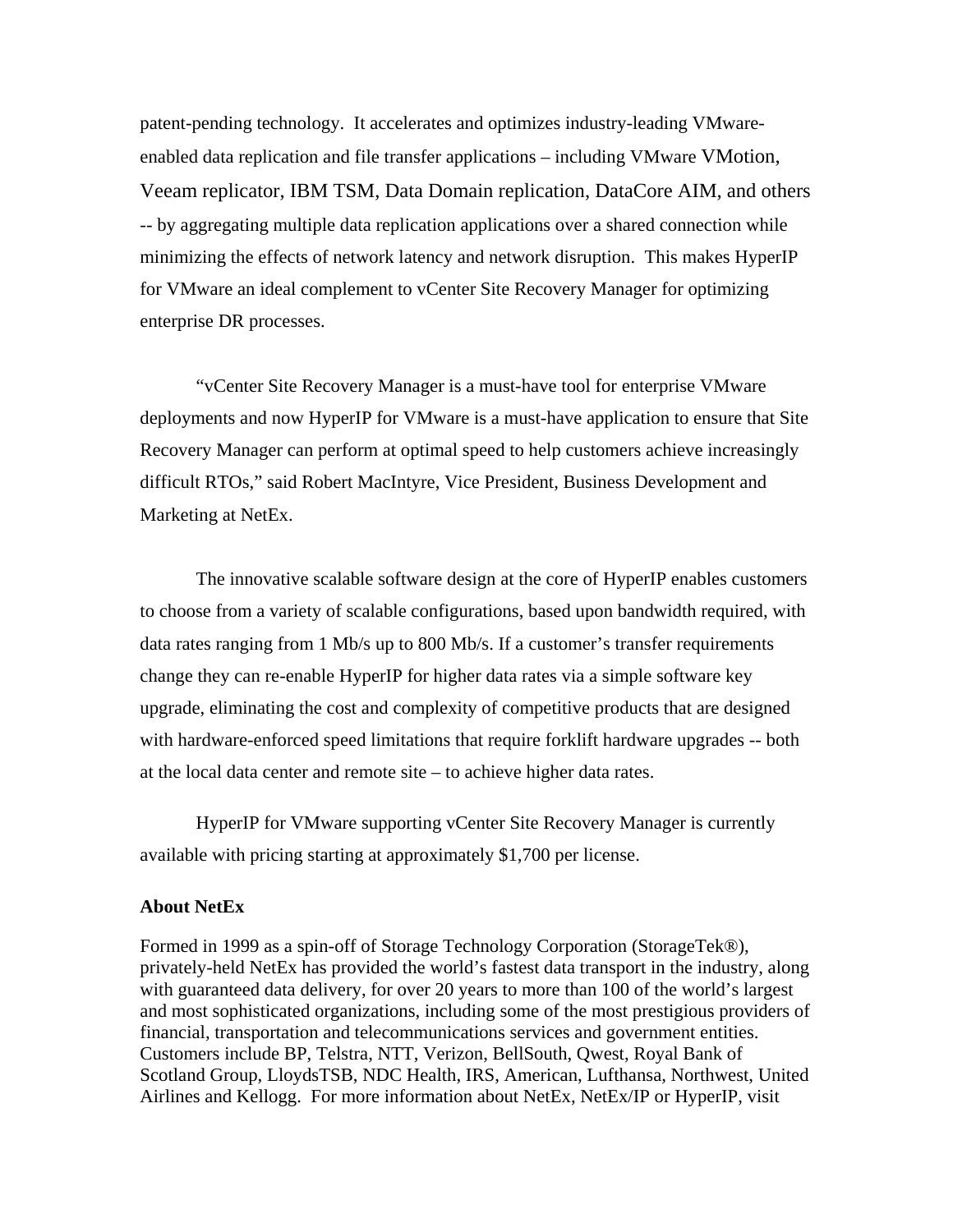patent-pending technology. It accelerates and optimizes industry-leading VMware-enabled data replication and file transfer applications – including VMware VMotion, Veeam replicator, IBM TSM, Data Domain replication, DataCore AIM, and others -- by aggregating multiple data replication applications over a shared connection while minimizing the effects of network latency and network disruption. This makes HyperIP for VMware an ideal complement to vCenter Site Recovery Manager for optimizing enterprise DR processes.

"vCenter Site Recovery Manager is a must-have tool for enterprise VMware deployments and now HyperIP for VMware is a must-have application to ensure that Site Recovery Manager can perform at optimal speed to help customers achieve increasingly difficult RTOs," said Robert MacIntyre, Vice President, Business Development and Marketing at NetEx.

The innovative scalable software design at the core of HyperIP enables customers to choose from a variety of scalable configurations, based upon bandwidth required, with data rates ranging from 1 Mb/s up to 800 Mb/s. If a customer's transfer requirements change they can re-enable HyperIP for higher data rates via a simple software key upgrade, eliminating the cost and complexity of competitive products that are designed with hardware-enforced speed limitations that require forklift hardware upgrades -- both at the local data center and remote site – to achieve higher data rates.

HyperIP for VMware supporting vCenter Site Recovery Manager is currently available with pricing starting at approximately $1,700 per license.

**About NetEx**

Formed in 1999 as a spin-off of Storage Technology Corporation (StorageTek®), privately-held NetEx has provided the world's fastest data transport in the industry, along with guaranteed data delivery, for over 20 years to more than 100 of the world's largest and most sophisticated organizations, including some of the most prestigious providers of financial, transportation and telecommunications services and government entities. Customers include BP, Telstra, NTT, Verizon, BellSouth, Qwest, Royal Bank of Scotland Group, LloydsTSB, NDC Health, IRS, American, Lufthansa, Northwest, United Airlines and Kellogg. For more information about NetEx, NetEx/IP or HyperIP, visit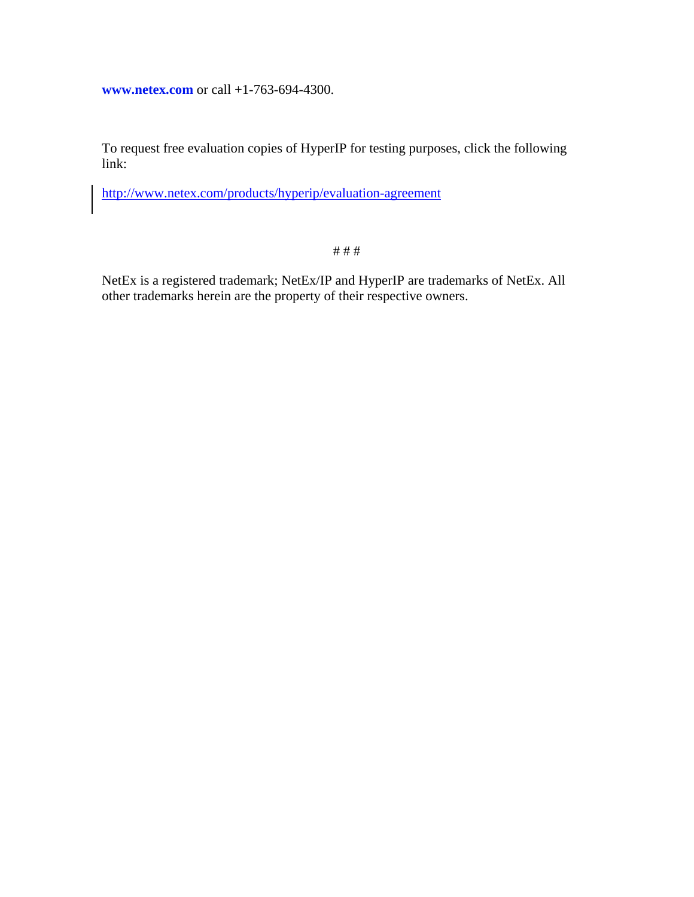**www.netex.com** or call +1-763-694-4300.

To request free evaluation copies of HyperIP for testing purposes, click the following link:

http://www.netex.com/products/hyperip/evaluation-agreement

# # #

NetEx is a registered trademark; NetEx/IP and HyperIP are trademarks of NetEx. All other trademarks herein are the property of their respective owners.